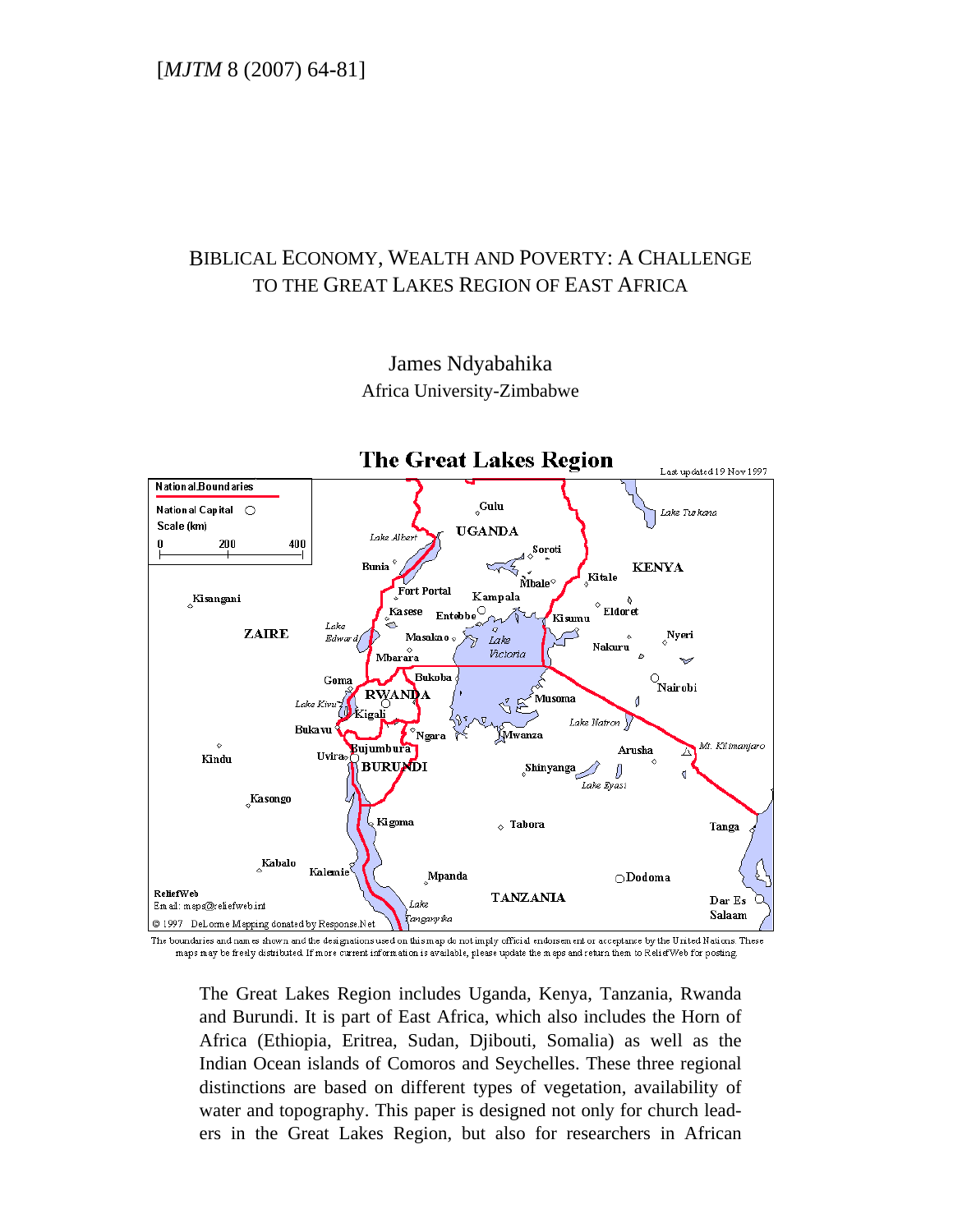[*MJTM* 8 (2007) 64-81]

# BIBLICAL ECONOMY, WEALTH AND POVERTY: A CHALLENGE TO THE GREAT LAKES REGION OF EAST AFRICA

James Ndyabahika
Africa University-Zimbabwe

The boundaries and names shown and the designations used on this map do not imply official endorsement or acceptance by the United Nations. These maps may be freely distributed. If more current information is available, please update the maps and return them to ReliefWeb for posting.

The Great Lakes Region includes Uganda, Kenya, Tanzania, Rwanda and Burundi. It is part of East Africa, which also includes the Horn of Africa (Ethiopia, Eritrea, Sudan, Djibouti, Somalia) as well as the Indian Ocean islands of Comoros and Seychelles. These three regional distinctions are based on different types of vegetation, availability of water and topography. This paper is designed not only for church leaders in the Great Lakes Region, but also for researchers in African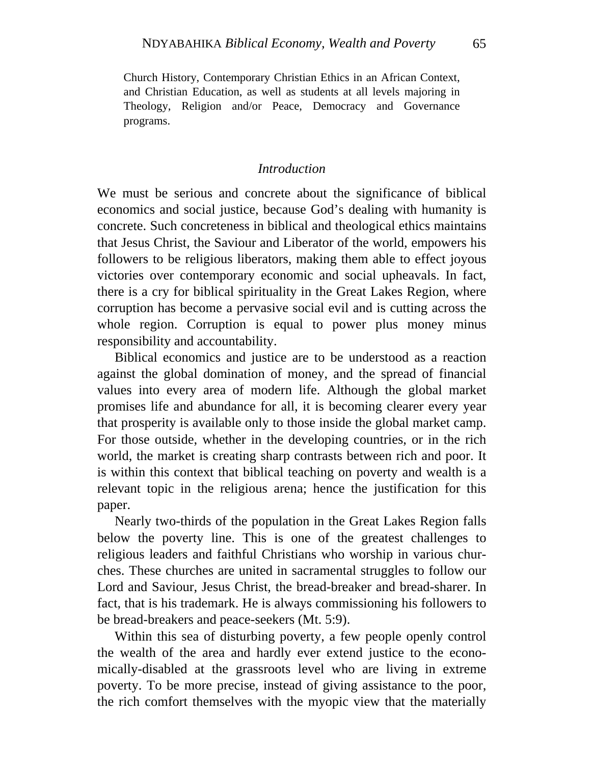Church History, Contemporary Christian Ethics in an African Context, and Christian Education, as well as students at all levels majoring in Theology, Religion and/or Peace, Democracy and Governance programs.

## *Introduction*

We must be serious and concrete about the significance of biblical economics and social justice, because God's dealing with humanity is concrete. Such concreteness in biblical and theological ethics maintains that Jesus Christ, the Saviour and Liberator of the world, empowers his followers to be religious liberators, making them able to effect joyous victories over contemporary economic and social upheavals. In fact, there is a cry for biblical spirituality in the Great Lakes Region, where corruption has become a pervasive social evil and is cutting across the whole region. Corruption is equal to power plus money minus responsibility and accountability.

Biblical economics and justice are to be understood as a reaction against the global domination of money, and the spread of financial values into every area of modern life. Although the global market promises life and abundance for all, it is becoming clearer every year that prosperity is available only to those inside the global market camp. For those outside, whether in the developing countries, or in the rich world, the market is creating sharp contrasts between rich and poor. It is within this context that biblical teaching on poverty and wealth is a relevant topic in the religious arena; hence the justification for this paper.

Nearly two-thirds of the population in the Great Lakes Region falls below the poverty line. This is one of the greatest challenges to religious leaders and faithful Christians who worship in various churches. These churches are united in sacramental struggles to follow our Lord and Saviour, Jesus Christ, the bread-breaker and bread-sharer. In fact, that is his trademark. He is always commissioning his followers to be bread-breakers and peace-seekers (Mt. 5:9).

Within this sea of disturbing poverty, a few people openly control the wealth of the area and hardly ever extend justice to the economically-disabled at the grassroots level who are living in extreme poverty. To be more precise, instead of giving assistance to the poor, the rich comfort themselves with the myopic view that the materially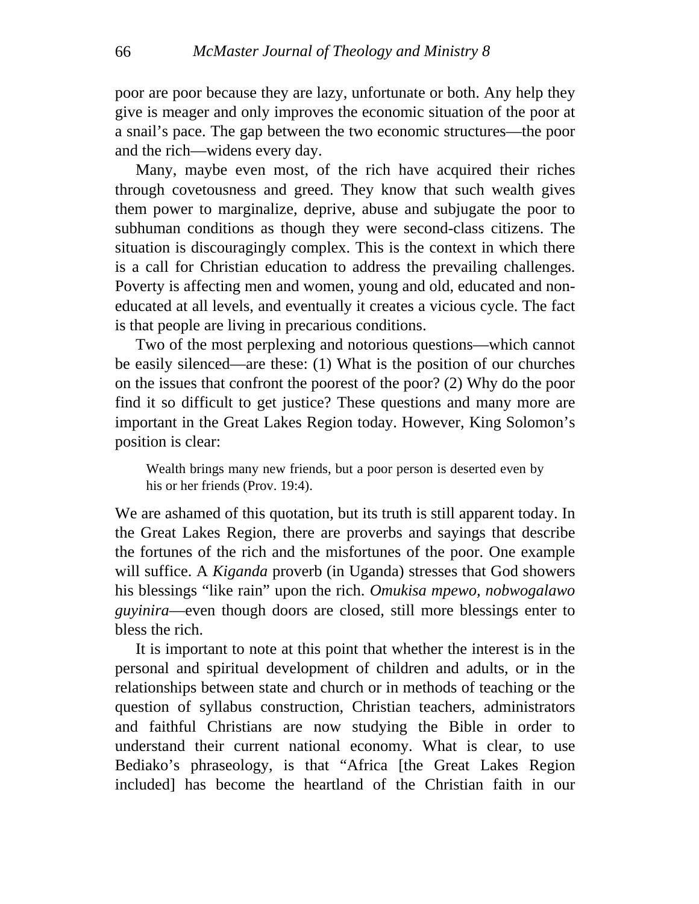poor are poor because they are lazy, unfortunate or both. Any help they give is meager and only improves the economic situation of the poor at a snail's pace. The gap between the two economic structures—the poor and the rich—widens every day.

Many, maybe even most, of the rich have acquired their riches through covetousness and greed. They know that such wealth gives them power to marginalize, deprive, abuse and subjugate the poor to subhuman conditions as though they were second-class citizens. The situation is discouragingly complex. This is the context in which there is a call for Christian education to address the prevailing challenges. Poverty is affecting men and women, young and old, educated and non-educated at all levels, and eventually it creates a vicious cycle. The fact is that people are living in precarious conditions.

Two of the most perplexing and notorious questions—which cannot be easily silenced—are these: (1) What is the position of our churches on the issues that confront the poorest of the poor? (2) Why do the poor find it so difficult to get justice? These questions and many more are important in the Great Lakes Region today. However, King Solomon's position is clear:

> Wealth brings many new friends, but a poor person is deserted even by his or her friends (Prov. 19:4).

We are ashamed of this quotation, but its truth is still apparent today. In the Great Lakes Region, there are proverbs and sayings that describe the fortunes of the rich and the misfortunes of the poor. One example will suffice. A *Kiganda* proverb (in Uganda) stresses that God showers his blessings "like rain" upon the rich. *Omukisa mpewo, nobwogalawo guyinira*—even though doors are closed, still more blessings enter to bless the rich.

It is important to note at this point that whether the interest is in the personal and spiritual development of children and adults, or in the relationships between state and church or in methods of teaching or the question of syllabus construction, Christian teachers, administrators and faithful Christians are now studying the Bible in order to understand their current national economy. What is clear, to use Bediako's phraseology, is that "Africa [the Great Lakes Region included] has become the heartland of the Christian faith in our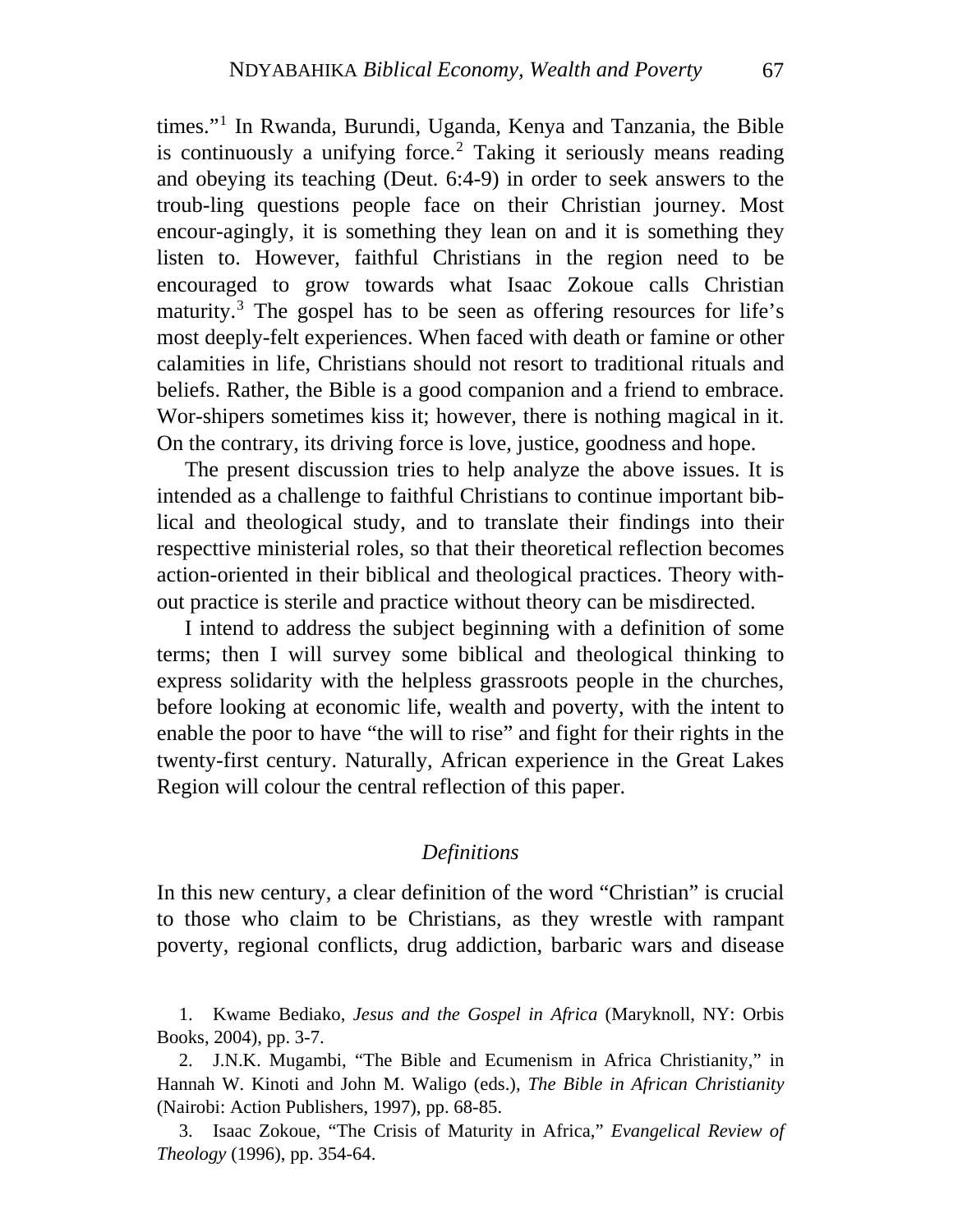times."[1] In Rwanda, Burundi, Uganda, Kenya and Tanzania, the Bible is continuously a unifying force.[2] Taking it seriously means reading and obeying its teaching (Deut. 6:4-9) in order to seek answers to the troub-ling questions people face on their Christian journey. Most encour-agingly, it is something they lean on and it is something they listen to. However, faithful Christians in the region need to be encouraged to grow towards what Isaac Zokoue calls Christian maturity.[3] The gospel has to be seen as offering resources for life's most deeply-felt experiences. When faced with death or famine or other calamities in life, Christians should not resort to traditional rituals and beliefs. Rather, the Bible is a good companion and a friend to embrace. Wor-shipers sometimes kiss it; however, there is nothing magical in it. On the contrary, its driving force is love, justice, goodness and hope.

The present discussion tries to help analyze the above issues. It is intended as a challenge to faithful Christians to continue important biblical and theological study, and to translate their findings into their respecttive ministerial roles, so that their theoretical reflection becomes action-oriented in their biblical and theological practices. Theory without practice is sterile and practice without theory can be misdirected.

I intend to address the subject beginning with a definition of some terms; then I will survey some biblical and theological thinking to express solidarity with the helpless grassroots people in the churches, before looking at economic life, wealth and poverty, with the intent to enable the poor to have "the will to rise" and fight for their rights in the twenty-first century. Naturally, African experience in the Great Lakes Region will colour the central reflection of this paper.

### *Definitions*

In this new century, a clear definition of the word "Christian" is crucial to those who claim to be Christians, as they wrestle with rampant poverty, regional conflicts, drug addiction, barbaric wars and disease

---

1. Kwame Bediako, *Jesus and the Gospel in Africa* (Maryknoll, NY: Orbis Books, 2004), pp. 3-7.

2. J.N.K. Mugambi, "The Bible and Ecumenism in Africa Christianity," in Hannah W. Kinoti and John M. Waligo (eds.), *The Bible in African Christianity* (Nairobi: Action Publishers, 1997), pp. 68-85.

3. Isaac Zokoue, "The Crisis of Maturity in Africa," *Evangelical Review of Theology* (1996), pp. 354-64.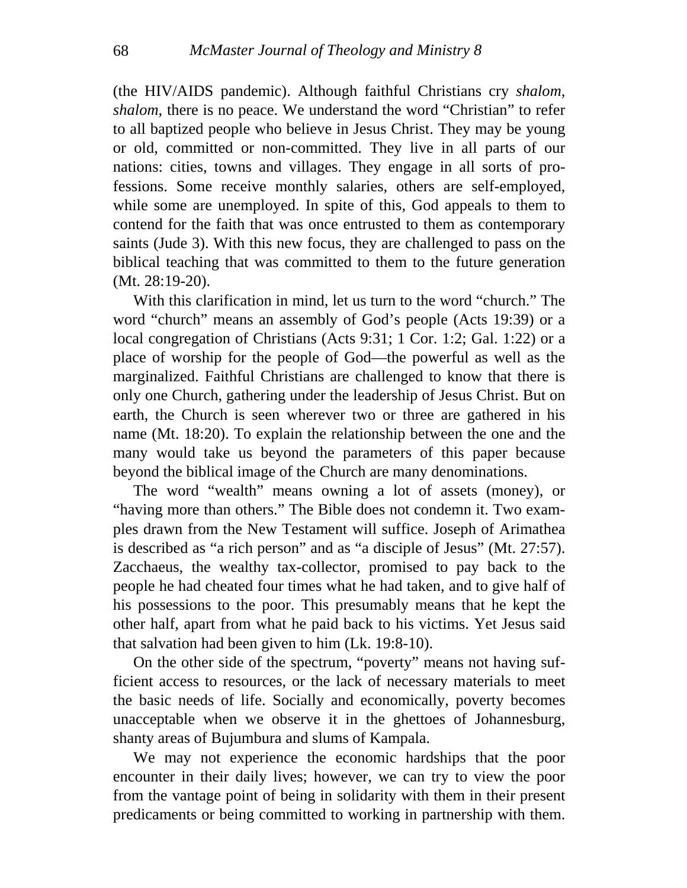(the HIV/AIDS pandemic). Although faithful Christians cry *shalom, shalom*, there is no peace. We understand the word "Christian" to refer to all baptized people who believe in Jesus Christ. They may be young or old, committed or non-committed. They live in all parts of our nations: cities, towns and villages. They engage in all sorts of professions. Some receive monthly salaries, others are self-employed, while some are unemployed. In spite of this, God appeals to them to contend for the faith that was once entrusted to them as contemporary saints (Jude 3). With this new focus, they are challenged to pass on the biblical teaching that was committed to them to the future generation (Mt. 28:19-20).

With this clarification in mind, let us turn to the word "church." The word "church" means an assembly of God's people (Acts 19:39) or a local congregation of Christians (Acts 9:31; 1 Cor. 1:2; Gal. 1:22) or a place of worship for the people of God—the powerful as well as the marginalized. Faithful Christians are challenged to know that there is only one Church, gathering under the leadership of Jesus Christ. But on earth, the Church is seen wherever two or three are gathered in his name (Mt. 18:20). To explain the relationship between the one and the many would take us beyond the parameters of this paper because beyond the biblical image of the Church are many denominations.

The word "wealth" means owning a lot of assets (money), or "having more than others." The Bible does not condemn it. Two examples drawn from the New Testament will suffice. Joseph of Arimathea is described as "a rich person" and as "a disciple of Jesus" (Mt. 27:57). Zacchaeus, the wealthy tax-collector, promised to pay back to the people he had cheated four times what he had taken, and to give half of his possessions to the poor. This presumably means that he kept the other half, apart from what he paid back to his victims. Yet Jesus said that salvation had been given to him (Lk. 19:8-10).

On the other side of the spectrum, "poverty" means not having sufficient access to resources, or the lack of necessary materials to meet the basic needs of life. Socially and economically, poverty becomes unacceptable when we observe it in the ghettoes of Johannesburg, shanty areas of Bujumbura and slums of Kampala.

We may not experience the economic hardships that the poor encounter in their daily lives; however, we can try to view the poor from the vantage point of being in solidarity with them in their present predicaments or being committed to working in partnership with them.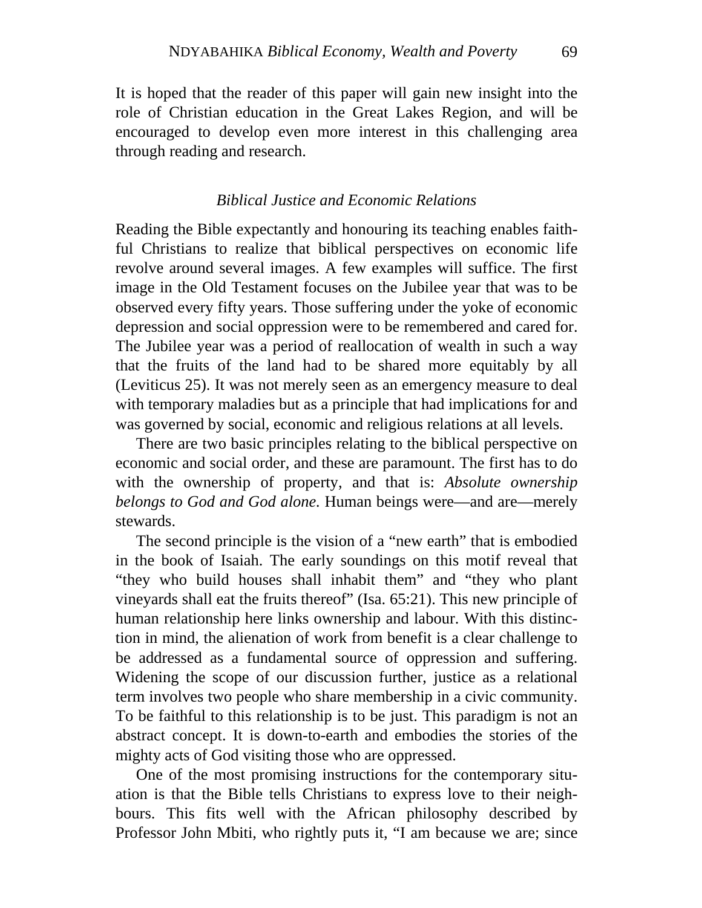It is hoped that the reader of this paper will gain new insight into the role of Christian education in the Great Lakes Region, and will be encouraged to develop even more interest in this challenging area through reading and research.

## *Biblical Justice and Economic Relations*

Reading the Bible expectantly and honouring its teaching enables faithful Christians to realize that biblical perspectives on economic life revolve around several images. A few examples will suffice. The first image in the Old Testament focuses on the Jubilee year that was to be observed every fifty years. Those suffering under the yoke of economic depression and social oppression were to be remembered and cared for. The Jubilee year was a period of reallocation of wealth in such a way that the fruits of the land had to be shared more equitably by all (Leviticus 25). It was not merely seen as an emergency measure to deal with temporary maladies but as a principle that had implications for and was governed by social, economic and religious relations at all levels.

There are two basic principles relating to the biblical perspective on economic and social order, and these are paramount. The first has to do with the ownership of property, and that is: *Absolute ownership belongs to God and God alone*. Human beings were—and are—merely stewards.

The second principle is the vision of a "new earth" that is embodied in the book of Isaiah. The early soundings on this motif reveal that "they who build houses shall inhabit them" and "they who plant vineyards shall eat the fruits thereof" (Isa. 65:21). This new principle of human relationship here links ownership and labour. With this distinction in mind, the alienation of work from benefit is a clear challenge to be addressed as a fundamental source of oppression and suffering. Widening the scope of our discussion further, justice as a relational term involves two people who share membership in a civic community. To be faithful to this relationship is to be just. This paradigm is not an abstract concept. It is down-to-earth and embodies the stories of the mighty acts of God visiting those who are oppressed.

One of the most promising instructions for the contemporary situation is that the Bible tells Christians to express love to their neighbours. This fits well with the African philosophy described by Professor John Mbiti, who rightly puts it, "I am because we are; since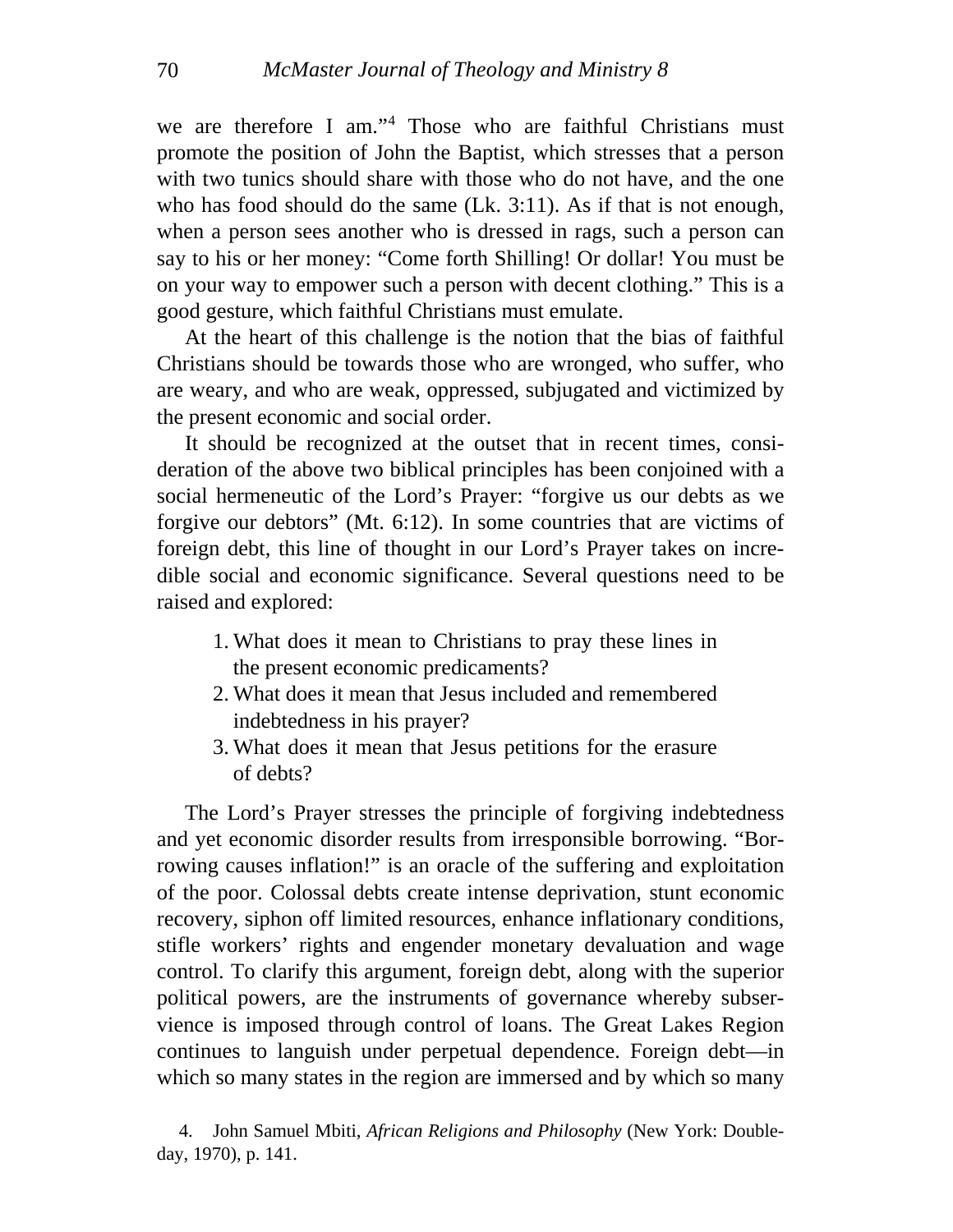we are therefore I am."[4] Those who are faithful Christians must promote the position of John the Baptist, which stresses that a person with two tunics should share with those who do not have, and the one who has food should do the same (Lk. 3:11). As if that is not enough, when a person sees another who is dressed in rags, such a person can say to his or her money: "Come forth Shilling! Or dollar! You must be on your way to empower such a person with decent clothing." This is a good gesture, which faithful Christians must emulate.

At the heart of this challenge is the notion that the bias of faithful Christians should be towards those who are wronged, who suffer, who are weary, and who are weak, oppressed, subjugated and victimized by the present economic and social order.

It should be recognized at the outset that in recent times, consideration of the above two biblical principles has been conjoined with a social hermeneutic of the Lord's Prayer: "forgive us our debts as we forgive our debtors" (Mt. 6:12). In some countries that are victims of foreign debt, this line of thought in our Lord's Prayer takes on incredible social and economic significance. Several questions need to be raised and explored:

1. What does it mean to Christians to pray these lines in the present economic predicaments?
2. What does it mean that Jesus included and remembered indebtedness in his prayer?
3. What does it mean that Jesus petitions for the erasure of debts?

The Lord's Prayer stresses the principle of forgiving indebtedness and yet economic disorder results from irresponsible borrowing. "Borrowing causes inflation!" is an oracle of the suffering and exploitation of the poor. Colossal debts create intense deprivation, stunt economic recovery, siphon off limited resources, enhance inflationary conditions, stifle workers' rights and engender monetary devaluation and wage control. To clarify this argument, foreign debt, along with the superior political powers, are the instruments of governance whereby subservience is imposed through control of loans. The Great Lakes Region continues to languish under perpetual dependence. Foreign debt—in which so many states in the region are immersed and by which so many

4. John Samuel Mbiti, *African Religions and Philosophy* (New York: Doubleday, 1970), p. 141.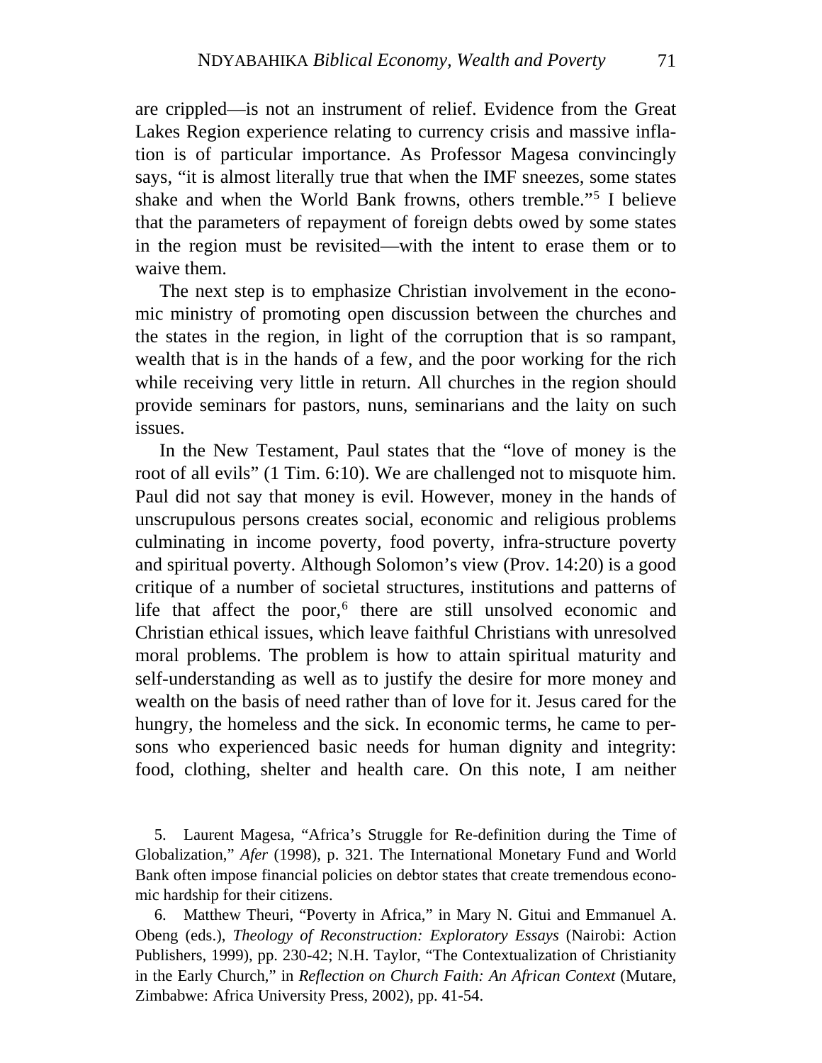are crippled—is not an instrument of relief. Evidence from the Great Lakes Region experience relating to currency crisis and massive inflation is of particular importance. As Professor Magesa convincingly says, "it is almost literally true that when the IMF sneezes, some states shake and when the World Bank frowns, others tremble."[5] I believe that the parameters of repayment of foreign debts owed by some states in the region must be revisited—with the intent to erase them or to waive them.

The next step is to emphasize Christian involvement in the economic ministry of promoting open discussion between the churches and the states in the region, in light of the corruption that is so rampant, wealth that is in the hands of a few, and the poor working for the rich while receiving very little in return. All churches in the region should provide seminars for pastors, nuns, seminarians and the laity on such issues.

In the New Testament, Paul states that the "love of money is the root of all evils" (1 Tim. 6:10). We are challenged not to misquote him. Paul did not say that money is evil. However, money in the hands of unscrupulous persons creates social, economic and religious problems culminating in income poverty, food poverty, infra-structure poverty and spiritual poverty. Although Solomon's view (Prov. 14:20) is a good critique of a number of societal structures, institutions and patterns of life that affect the poor,[6] there are still unsolved economic and Christian ethical issues, which leave faithful Christians with unresolved moral problems. The problem is how to attain spiritual maturity and self-understanding as well as to justify the desire for more money and wealth on the basis of need rather than of love for it. Jesus cared for the hungry, the homeless and the sick. In economic terms, he came to persons who experienced basic needs for human dignity and integrity: food, clothing, shelter and health care. On this note, I am neither

5. Laurent Magesa, "Africa's Struggle for Re-definition during the Time of Globalization," *Afer* (1998), p. 321. The International Monetary Fund and World Bank often impose financial policies on debtor states that create tremendous economic hardship for their citizens.

6. Matthew Theuri, "Poverty in Africa," in Mary N. Gitui and Emmanuel A. Obeng (eds.), *Theology of Reconstruction: Exploratory Essays* (Nairobi: Action Publishers, 1999), pp. 230-42; N.H. Taylor, "The Contextualization of Christianity in the Early Church," in *Reflection on Church Faith: An African Context* (Mutare, Zimbabwe: Africa University Press, 2002), pp. 41-54.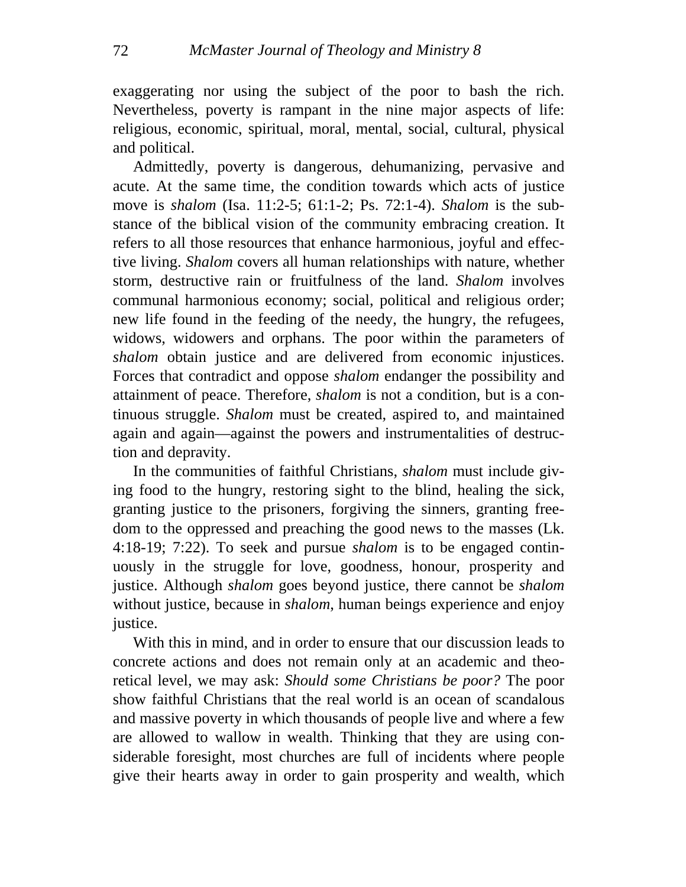exaggerating nor using the subject of the poor to bash the rich. Nevertheless, poverty is rampant in the nine major aspects of life: religious, economic, spiritual, moral, mental, social, cultural, physical and political.

Admittedly, poverty is dangerous, dehumanizing, pervasive and acute. At the same time, the condition towards which acts of justice move is *shalom* (Isa. 11:2-5; 61:1-2; Ps. 72:1-4). *Shalom* is the substance of the biblical vision of the community embracing creation. It refers to all those resources that enhance harmonious, joyful and effective living. *Shalom* covers all human relationships with nature, whether storm, destructive rain or fruitfulness of the land. *Shalom* involves communal harmonious economy; social, political and religious order; new life found in the feeding of the needy, the hungry, the refugees, widows, widowers and orphans. The poor within the parameters of *shalom* obtain justice and are delivered from economic injustices. Forces that contradict and oppose *shalom* endanger the possibility and attainment of peace. Therefore, *shalom* is not a condition, but is a continuous struggle. *Shalom* must be created, aspired to, and maintained again and again—against the powers and instrumentalities of destruction and depravity.

In the communities of faithful Christians, *shalom* must include giving food to the hungry, restoring sight to the blind, healing the sick, granting justice to the prisoners, forgiving the sinners, granting freedom to the oppressed and preaching the good news to the masses (Lk. 4:18-19; 7:22). To seek and pursue *shalom* is to be engaged continuously in the struggle for love, goodness, honour, prosperity and justice. Although *shalom* goes beyond justice, there cannot be *shalom* without justice, because in *shalom*, human beings experience and enjoy justice.

With this in mind, and in order to ensure that our discussion leads to concrete actions and does not remain only at an academic and theoretical level, we may ask: *Should some Christians be poor?* The poor show faithful Christians that the real world is an ocean of scandalous and massive poverty in which thousands of people live and where a few are allowed to wallow in wealth. Thinking that they are using considerable foresight, most churches are full of incidents where people give their hearts away in order to gain prosperity and wealth, which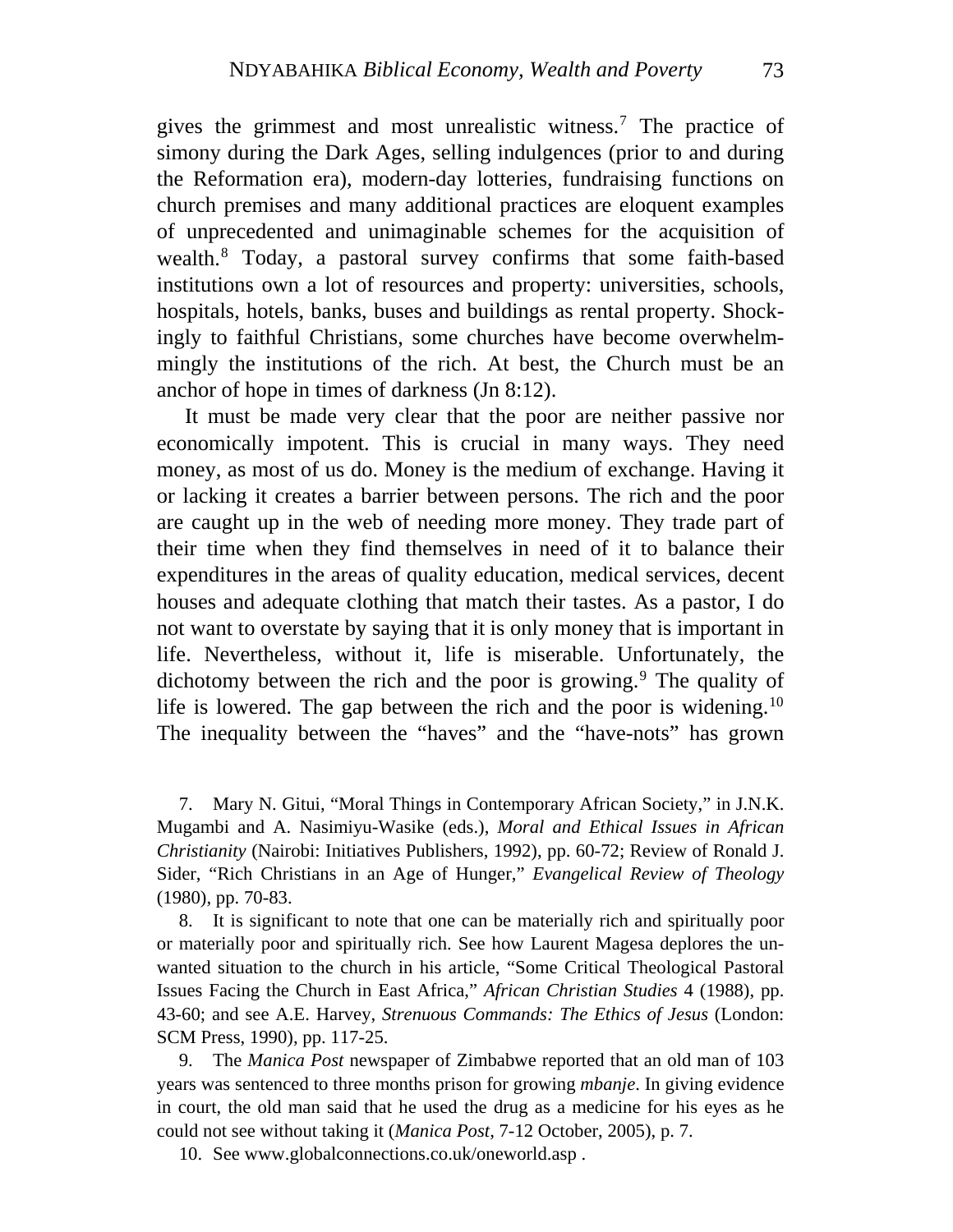gives the grimmest and most unrealistic witness.[7] The practice of simony during the Dark Ages, selling indulgences (prior to and during the Reformation era), modern-day lotteries, fundraising functions on church premises and many additional practices are eloquent examples of unprecedented and unimaginable schemes for the acquisition of wealth.[8] Today, a pastoral survey confirms that some faith-based institutions own a lot of resources and property: universities, schools, hospitals, hotels, banks, buses and buildings as rental property. Shockingly to faithful Christians, some churches have become overwhelmmingly the institutions of the rich. At best, the Church must be an anchor of hope in times of darkness (Jn 8:12).

It must be made very clear that the poor are neither passive nor economically impotent. This is crucial in many ways. They need money, as most of us do. Money is the medium of exchange. Having it or lacking it creates a barrier between persons. The rich and the poor are caught up in the web of needing more money. They trade part of their time when they find themselves in need of it to balance their expenditures in the areas of quality education, medical services, decent houses and adequate clothing that match their tastes. As a pastor, I do not want to overstate by saying that it is only money that is important in life. Nevertheless, without it, life is miserable. Unfortunately, the dichotomy between the rich and the poor is growing.[9] The quality of life is lowered. The gap between the rich and the poor is widening.[10] The inequality between the "haves" and the "have-nots" has grown

7. Mary N. Gitui, "Moral Things in Contemporary African Society," in J.N.K. Mugambi and A. Nasimiyu-Wasike (eds.), *Moral and Ethical Issues in African Christianity* (Nairobi: Initiatives Publishers, 1992), pp. 60-72; Review of Ronald J. Sider, "Rich Christians in an Age of Hunger," *Evangelical Review of Theology* (1980), pp. 70-83.

8. It is significant to note that one can be materially rich and spiritually poor or materially poor and spiritually rich. See how Laurent Magesa deplores the unwanted situation to the church in his article, "Some Critical Theological Pastoral Issues Facing the Church in East Africa," *African Christian Studies* 4 (1988), pp. 43-60; and see A.E. Harvey, *Strenuous Commands: The Ethics of Jesus* (London: SCM Press, 1990), pp. 117-25.

9. The *Manica Post* newspaper of Zimbabwe reported that an old man of 103 years was sentenced to three months prison for growing *mbanje*. In giving evidence in court, the old man said that he used the drug as a medicine for his eyes as he could not see without taking it (*Manica Post*, 7-12 October, 2005), p. 7.

10. See www.globalconnections.co.uk/oneworld.asp .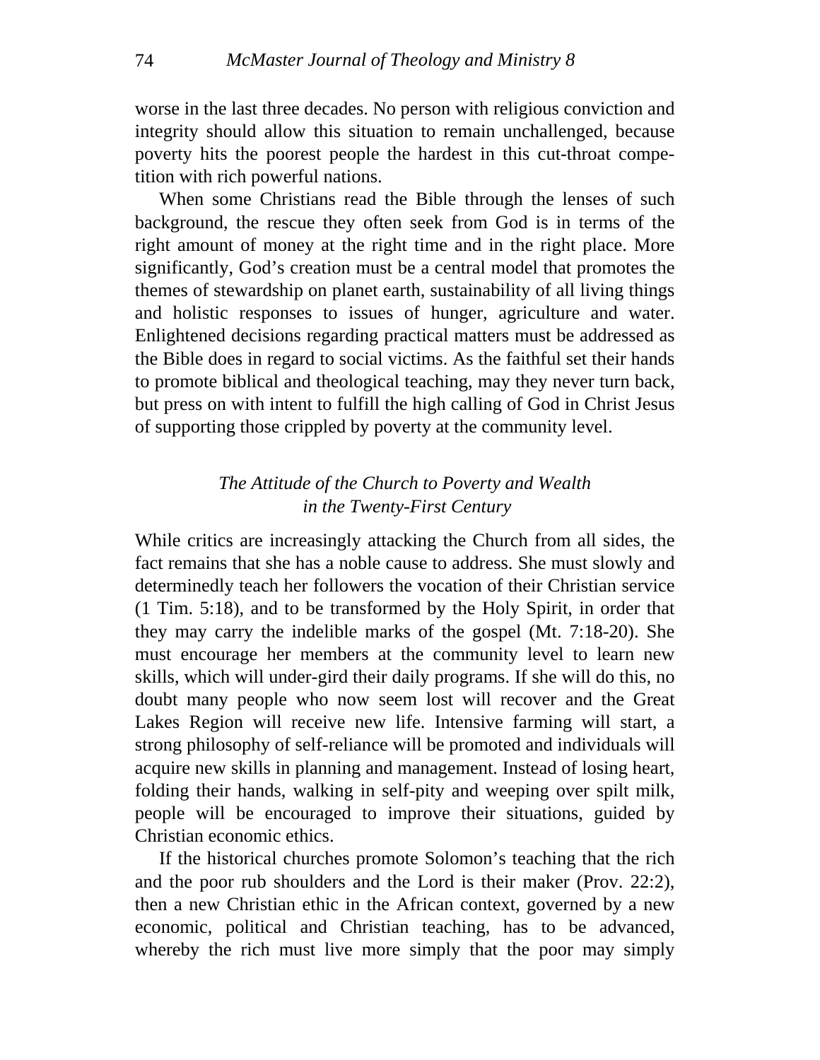worse in the last three decades. No person with religious conviction and integrity should allow this situation to remain unchallenged, because poverty hits the poorest people the hardest in this cut-throat competition with rich powerful nations.

When some Christians read the Bible through the lenses of such background, the rescue they often seek from God is in terms of the right amount of money at the right time and in the right place. More significantly, God's creation must be a central model that promotes the themes of stewardship on planet earth, sustainability of all living things and holistic responses to issues of hunger, agriculture and water. Enlightened decisions regarding practical matters must be addressed as the Bible does in regard to social victims. As the faithful set their hands to promote biblical and theological teaching, may they never turn back, but press on with intent to fulfill the high calling of God in Christ Jesus of supporting those crippled by poverty at the community level.

### *The Attitude of the Church to Poverty and Wealth in the Twenty-First Century*

While critics are increasingly attacking the Church from all sides, the fact remains that she has a noble cause to address. She must slowly and determinedly teach her followers the vocation of their Christian service (1 Tim. 5:18), and to be transformed by the Holy Spirit, in order that they may carry the indelible marks of the gospel (Mt. 7:18-20). She must encourage her members at the community level to learn new skills, which will under-gird their daily programs. If she will do this, no doubt many people who now seem lost will recover and the Great Lakes Region will receive new life. Intensive farming will start, a strong philosophy of self-reliance will be promoted and individuals will acquire new skills in planning and management. Instead of losing heart, folding their hands, walking in self-pity and weeping over spilt milk, people will be encouraged to improve their situations, guided by Christian economic ethics.

If the historical churches promote Solomon's teaching that the rich and the poor rub shoulders and the Lord is their maker (Prov. 22:2), then a new Christian ethic in the African context, governed by a new economic, political and Christian teaching, has to be advanced, whereby the rich must live more simply that the poor may simply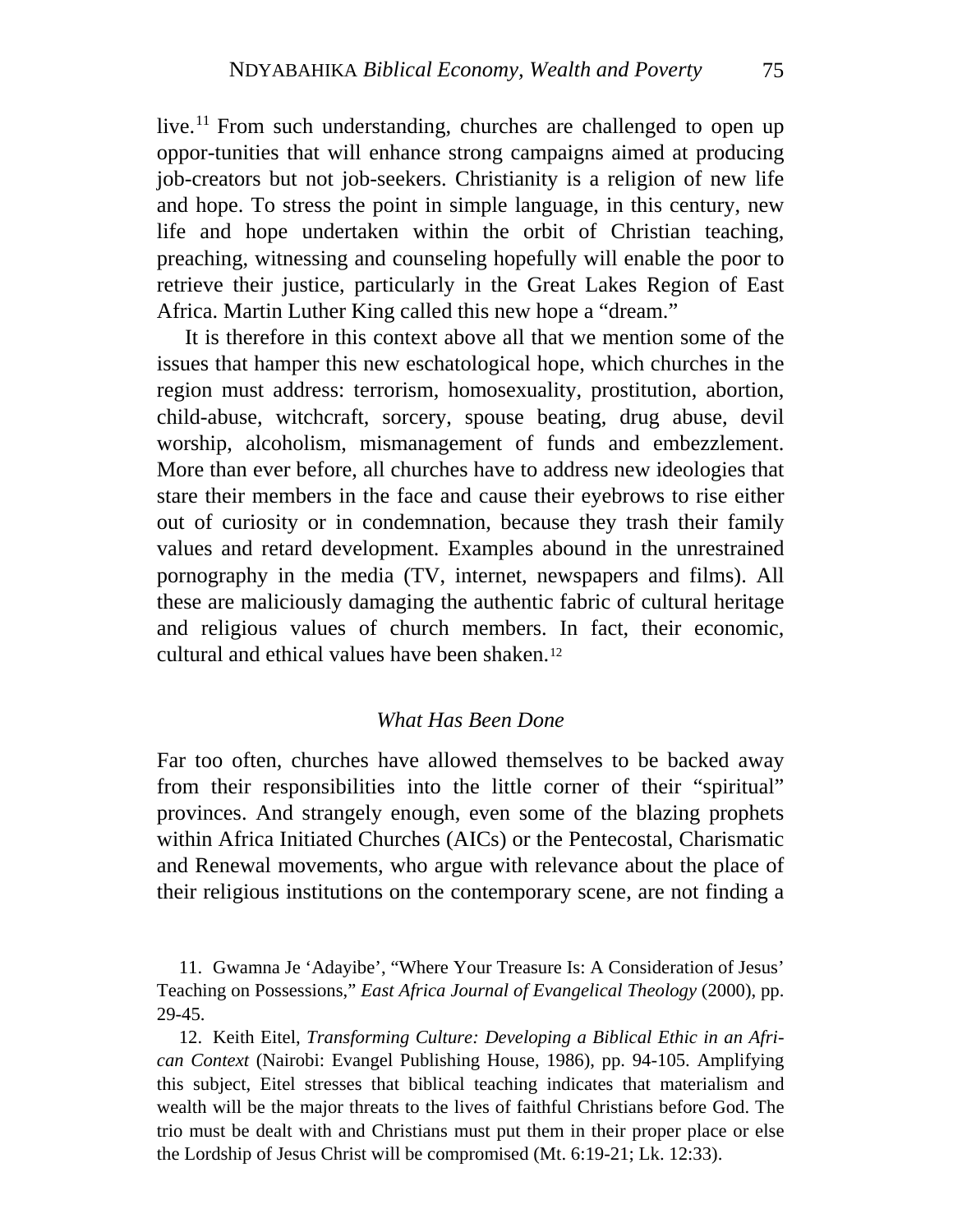live.[11] From such understanding, churches are challenged to open up oppor-tunities that will enhance strong campaigns aimed at producing job-creators but not job-seekers. Christianity is a religion of new life and hope. To stress the point in simple language, in this century, new life and hope undertaken within the orbit of Christian teaching, preaching, witnessing and counseling hopefully will enable the poor to retrieve their justice, particularly in the Great Lakes Region of East Africa. Martin Luther King called this new hope a "dream."

It is therefore in this context above all that we mention some of the issues that hamper this new eschatological hope, which churches in the region must address: terrorism, homosexuality, prostitution, abortion, child-abuse, witchcraft, sorcery, spouse beating, drug abuse, devil worship, alcoholism, mismanagement of funds and embezzlement. More than ever before, all churches have to address new ideologies that stare their members in the face and cause their eyebrows to rise either out of curiosity or in condemnation, because they trash their family values and retard development. Examples abound in the unrestrained pornography in the media (TV, internet, newspapers and films). All these are maliciously damaging the authentic fabric of cultural heritage and religious values of church members. In fact, their economic, cultural and ethical values have been shaken.[12]

### *What Has Been Done*

Far too often, churches have allowed themselves to be backed away from their responsibilities into the little corner of their "spiritual" provinces. And strangely enough, even some of the blazing prophets within Africa Initiated Churches (AICs) or the Pentecostal, Charismatic and Renewal movements, who argue with relevance about the place of their religious institutions on the contemporary scene, are not finding a

11. Gwamna Je 'Adayibe', "Where Your Treasure Is: A Consideration of Jesus' Teaching on Possessions," *East Africa Journal of Evangelical Theology* (2000), pp. 29-45.

12. Keith Eitel, *Transforming Culture: Developing a Biblical Ethic in an African Context* (Nairobi: Evangel Publishing House, 1986), pp. 94-105. Amplifying this subject, Eitel stresses that biblical teaching indicates that materialism and wealth will be the major threats to the lives of faithful Christians before God. The trio must be dealt with and Christians must put them in their proper place or else the Lordship of Jesus Christ will be compromised (Mt. 6:19-21; Lk. 12:33).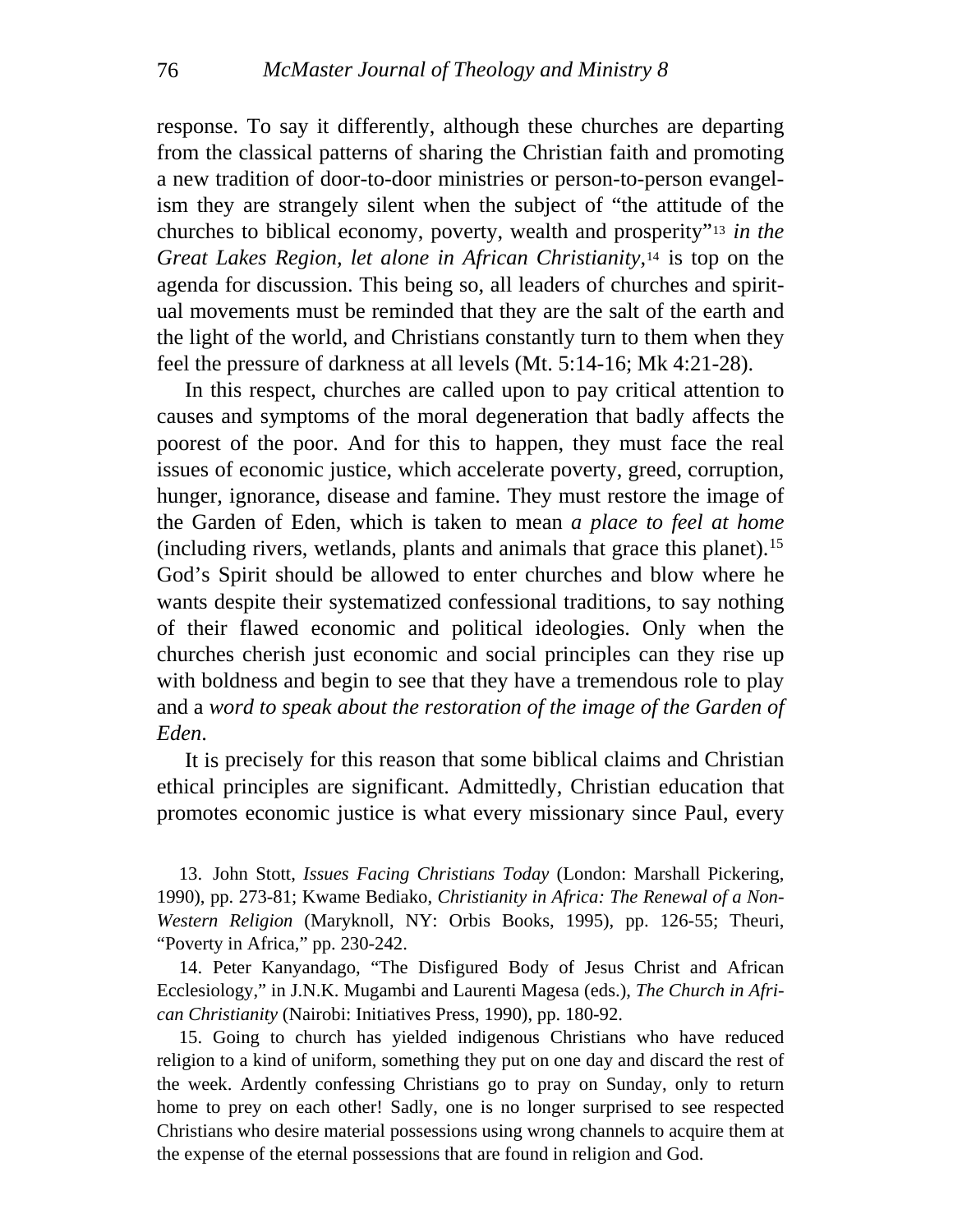response. To say it differently, although these churches are departing from the classical patterns of sharing the Christian faith and promoting a new tradition of door-to-door ministries or person-to-person evangelism they are strangely silent when the subject of "the attitude of the churches to biblical economy, poverty, wealth and prosperity"[13] *in the Great Lakes Region, let alone in African Christianity*,[14] is top on the agenda for discussion. This being so, all leaders of churches and spiritual movements must be reminded that they are the salt of the earth and the light of the world, and Christians constantly turn to them when they feel the pressure of darkness at all levels (Mt. 5:14-16; Mk 4:21-28).

In this respect, churches are called upon to pay critical attention to causes and symptoms of the moral degeneration that badly affects the poorest of the poor. And for this to happen, they must face the real issues of economic justice, which accelerate poverty, greed, corruption, hunger, ignorance, disease and famine. They must restore the image of the Garden of Eden, which is taken to mean *a place to feel at home* (including rivers, wetlands, plants and animals that grace this planet).[15] God's Spirit should be allowed to enter churches and blow where he wants despite their systematized confessional traditions, to say nothing of their flawed economic and political ideologies. Only when the churches cherish just economic and social principles can they rise up with boldness and begin to see that they have a tremendous role to play and a *word to speak about the restoration of the image of the Garden of Eden*.

It is precisely for this reason that some biblical claims and Christian ethical principles are significant. Admittedly, Christian education that promotes economic justice is what every missionary since Paul, every

13. John Stott, *Issues Facing Christians Today* (London: Marshall Pickering, 1990), pp. 273-81; Kwame Bediako, *Christianity in Africa: The Renewal of a Non-Western Religion* (Maryknoll, NY: Orbis Books, 1995), pp. 126-55; Theuri, "Poverty in Africa," pp. 230-242.

14. Peter Kanyandago, "The Disfigured Body of Jesus Christ and African Ecclesiology," in J.N.K. Mugambi and Laurenti Magesa (eds.), *The Church in African Christianity* (Nairobi: Initiatives Press, 1990), pp. 180-92.

15. Going to church has yielded indigenous Christians who have reduced religion to a kind of uniform, something they put on one day and discard the rest of the week. Ardently confessing Christians go to pray on Sunday, only to return home to prey on each other! Sadly, one is no longer surprised to see respected Christians who desire material possessions using wrong channels to acquire them at the expense of the eternal possessions that are found in religion and God.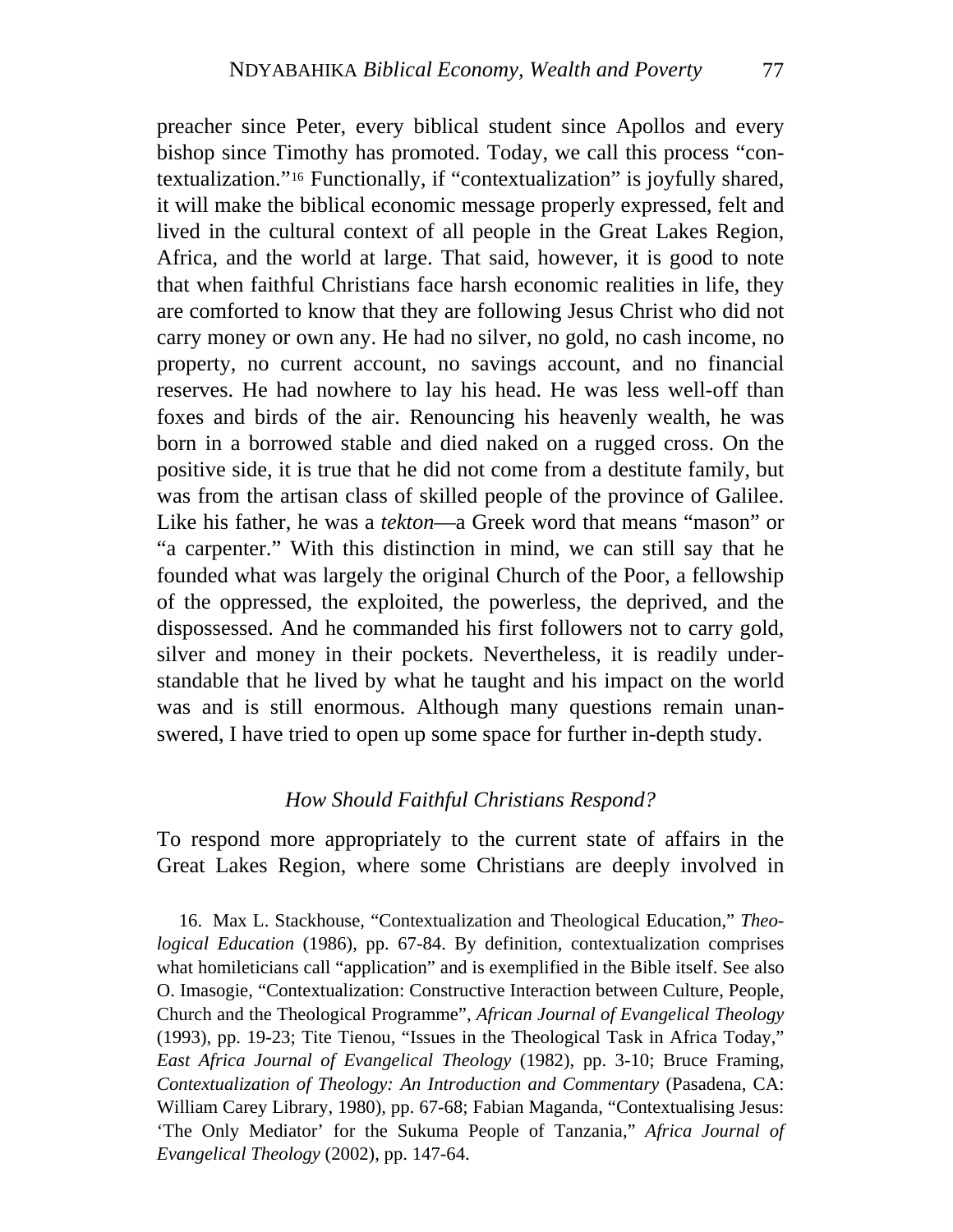preacher since Peter, every biblical student since Apollos and every bishop since Timothy has promoted. Today, we call this process "contextualization."[16] Functionally, if "contextualization" is joyfully shared, it will make the biblical economic message properly expressed, felt and lived in the cultural context of all people in the Great Lakes Region, Africa, and the world at large. That said, however, it is good to note that when faithful Christians face harsh economic realities in life, they are comforted to know that they are following Jesus Christ who did not carry money or own any. He had no silver, no gold, no cash income, no property, no current account, no savings account, and no financial reserves. He had nowhere to lay his head. He was less well-off than foxes and birds of the air. Renouncing his heavenly wealth, he was born in a borrowed stable and died naked on a rugged cross. On the positive side, it is true that he did not come from a destitute family, but was from the artisan class of skilled people of the province of Galilee. Like his father, he was a *tekton*—a Greek word that means "mason" or "a carpenter." With this distinction in mind, we can still say that he founded what was largely the original Church of the Poor, a fellowship of the oppressed, the exploited, the powerless, the deprived, and the dispossessed. And he commanded his first followers not to carry gold, silver and money in their pockets. Nevertheless, it is readily understandable that he lived by what he taught and his impact on the world was and is still enormous. Although many questions remain unanswered, I have tried to open up some space for further in-depth study.

### *How Should Faithful Christians Respond?*

To respond more appropriately to the current state of affairs in the Great Lakes Region, where some Christians are deeply involved in

16. Max L. Stackhouse, "Contextualization and Theological Education," *Theological Education* (1986), pp. 67-84. By definition, contextualization comprises what homileticians call "application" and is exemplified in the Bible itself. See also O. Imasogie, "Contextualization: Constructive Interaction between Culture, People, Church and the Theological Programme", *African Journal of Evangelical Theology* (1993), pp. 19-23; Tite Tienou, "Issues in the Theological Task in Africa Today," *East Africa Journal of Evangelical Theology* (1982), pp. 3-10; Bruce Framing, *Contextualization of Theology: An Introduction and Commentary* (Pasadena, CA: William Carey Library, 1980), pp. 67-68; Fabian Maganda, "Contextualising Jesus: 'The Only Mediator' for the Sukuma People of Tanzania," *Africa Journal of Evangelical Theology* (2002), pp. 147-64.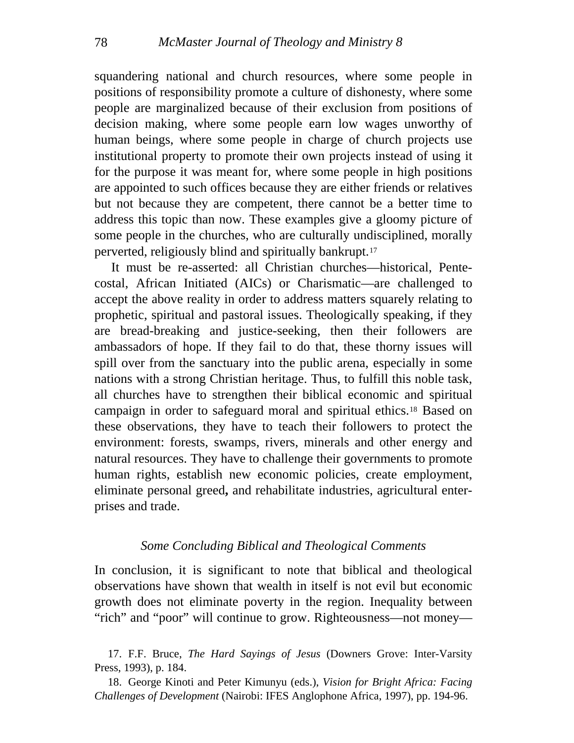squandering national and church resources, where some people in positions of responsibility promote a culture of dishonesty, where some people are marginalized because of their exclusion from positions of decision making, where some people earn low wages unworthy of human beings, where some people in charge of church projects use institutional property to promote their own projects instead of using it for the purpose it was meant for, where some people in high positions are appointed to such offices because they are either friends or relatives but not because they are competent, there cannot be a better time to address this topic than now. These examples give a gloomy picture of some people in the churches, who are culturally undisciplined, morally perverted, religiously blind and spiritually bankrupt.[17]

It must be re-asserted: all Christian churches—historical, Pentecostal, African Initiated (AICs) or Charismatic—are challenged to accept the above reality in order to address matters squarely relating to prophetic, spiritual and pastoral issues. Theologically speaking, if they are bread-breaking and justice-seeking, then their followers are ambassadors of hope. If they fail to do that, these thorny issues will spill over from the sanctuary into the public arena, especially in some nations with a strong Christian heritage. Thus, to fulfill this noble task, all churches have to strengthen their biblical economic and spiritual campaign in order to safeguard moral and spiritual ethics.[18] Based on these observations, they have to teach their followers to protect the environment: forests, swamps, rivers, minerals and other energy and natural resources. They have to challenge their governments to promote human rights, establish new economic policies, create employment, eliminate personal greed**,** and rehabilitate industries, agricultural enterprises and trade.

### *Some Concluding Biblical and Theological Comments*

In conclusion, it is significant to note that biblical and theological observations have shown that wealth in itself is not evil but economic growth does not eliminate poverty in the region. Inequality between "rich" and "poor" will continue to grow. Righteousness—not money—

17. F.F. Bruce, *The Hard Sayings of Jesus* (Downers Grove: Inter-Varsity Press, 1993), p. 184.

18. George Kinoti and Peter Kimunyu (eds.), *Vision for Bright Africa: Facing Challenges of Development* (Nairobi: IFES Anglophone Africa, 1997), pp. 194-96.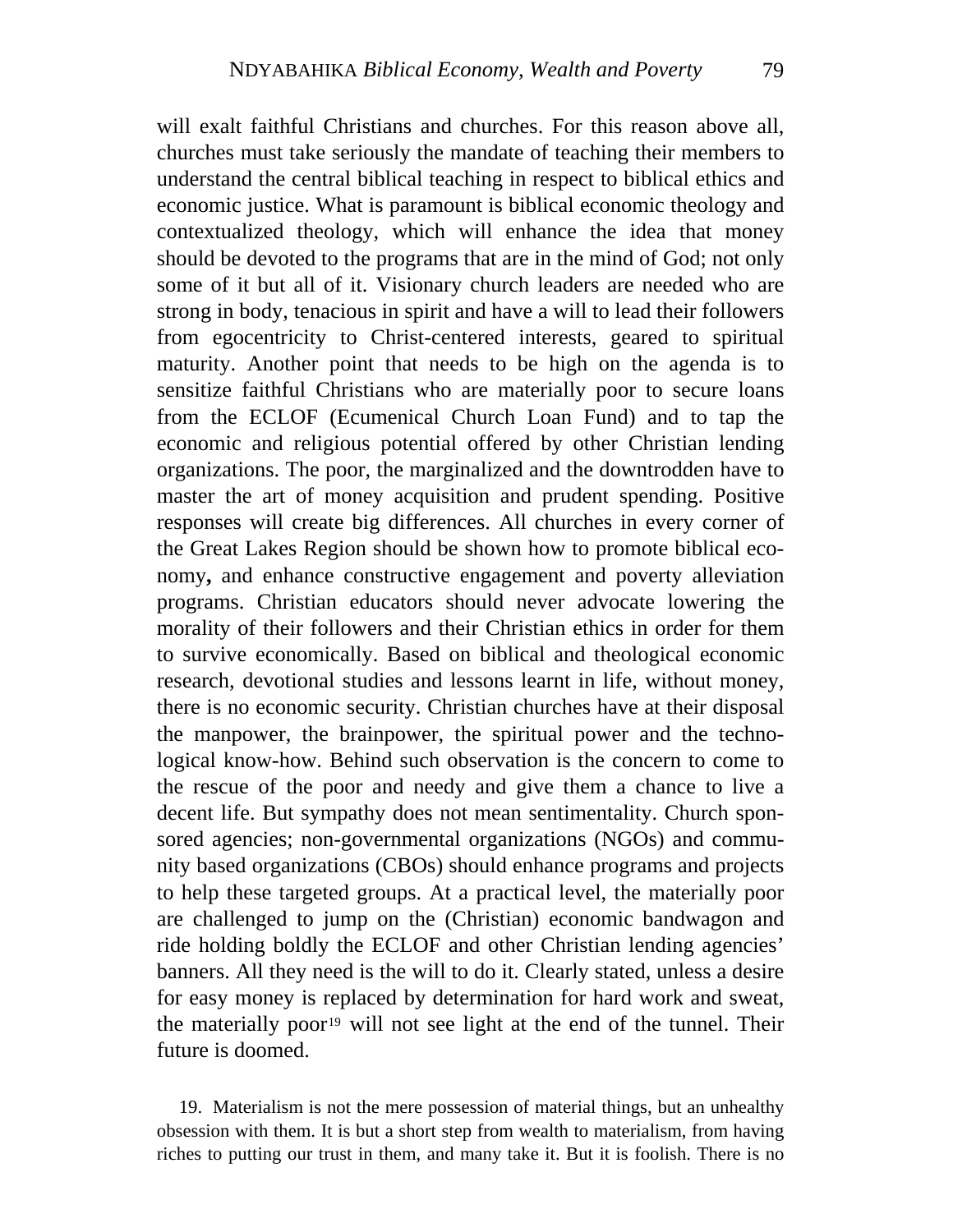will exalt faithful Christians and churches. For this reason above all, churches must take seriously the mandate of teaching their members to understand the central biblical teaching in respect to biblical ethics and economic justice. What is paramount is biblical economic theology and contextualized theology, which will enhance the idea that money should be devoted to the programs that are in the mind of God; not only some of it but all of it. Visionary church leaders are needed who are strong in body, tenacious in spirit and have a will to lead their followers from egocentricity to Christ-centered interests, geared to spiritual maturity. Another point that needs to be high on the agenda is to sensitize faithful Christians who are materially poor to secure loans from the ECLOF (Ecumenical Church Loan Fund) and to tap the economic and religious potential offered by other Christian lending organizations. The poor, the marginalized and the downtrodden have to master the art of money acquisition and prudent spending. Positive responses will create big differences. All churches in every corner of the Great Lakes Region should be shown how to promote biblical economy**,** and enhance constructive engagement and poverty alleviation programs. Christian educators should never advocate lowering the morality of their followers and their Christian ethics in order for them to survive economically. Based on biblical and theological economic research, devotional studies and lessons learnt in life, without money, there is no economic security. Christian churches have at their disposal the manpower, the brainpower, the spiritual power and the technological know-how. Behind such observation is the concern to come to the rescue of the poor and needy and give them a chance to live a decent life. But sympathy does not mean sentimentality. Church sponsored agencies; non-governmental organizations (NGOs) and community based organizations (CBOs) should enhance programs and projects to help these targeted groups. At a practical level, the materially poor are challenged to jump on the (Christian) economic bandwagon and ride holding boldly the ECLOF and other Christian lending agencies' banners. All they need is the will to do it. Clearly stated, unless a desire for easy money is replaced by determination for hard work and sweat, the materially poor[19] will not see light at the end of the tunnel. Their future is doomed.

19. Materialism is not the mere possession of material things, but an unhealthy obsession with them. It is but a short step from wealth to materialism, from having riches to putting our trust in them, and many take it. But it is foolish. There is no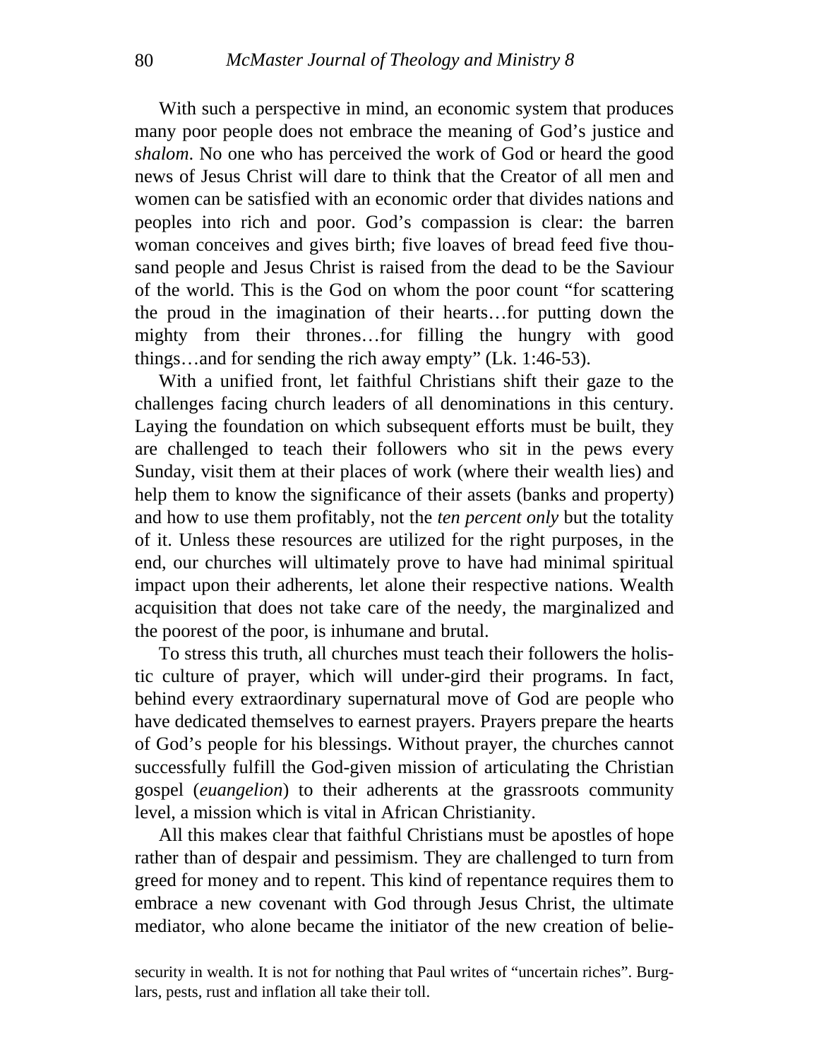With such a perspective in mind, an economic system that produces many poor people does not embrace the meaning of God's justice and *shalom*. No one who has perceived the work of God or heard the good news of Jesus Christ will dare to think that the Creator of all men and women can be satisfied with an economic order that divides nations and peoples into rich and poor. God's compassion is clear: the barren woman conceives and gives birth; five loaves of bread feed five thousand people and Jesus Christ is raised from the dead to be the Saviour of the world. This is the God on whom the poor count "for scattering the proud in the imagination of their hearts…for putting down the mighty from their thrones…for filling the hungry with good things…and for sending the rich away empty" (Lk. 1:46-53).

With a unified front, let faithful Christians shift their gaze to the challenges facing church leaders of all denominations in this century. Laying the foundation on which subsequent efforts must be built, they are challenged to teach their followers who sit in the pews every Sunday, visit them at their places of work (where their wealth lies) and help them to know the significance of their assets (banks and property) and how to use them profitably, not the *ten percent only* but the totality of it. Unless these resources are utilized for the right purposes, in the end, our churches will ultimately prove to have had minimal spiritual impact upon their adherents, let alone their respective nations. Wealth acquisition that does not take care of the needy, the marginalized and the poorest of the poor, is inhumane and brutal.

To stress this truth, all churches must teach their followers the holistic culture of prayer, which will under-gird their programs. In fact, behind every extraordinary supernatural move of God are people who have dedicated themselves to earnest prayers. Prayers prepare the hearts of God's people for his blessings. Without prayer, the churches cannot successfully fulfill the God-given mission of articulating the Christian gospel (*euangelion*) to their adherents at the grassroots community level, a mission which is vital in African Christianity.

All this makes clear that faithful Christians must be apostles of hope rather than of despair and pessimism. They are challenged to turn from greed for money and to repent. This kind of repentance requires them to embrace a new covenant with God through Jesus Christ, the ultimate mediator, who alone became the initiator of the new creation of belie-

security in wealth. It is not for nothing that Paul writes of "uncertain riches". Burglars, pests, rust and inflation all take their toll.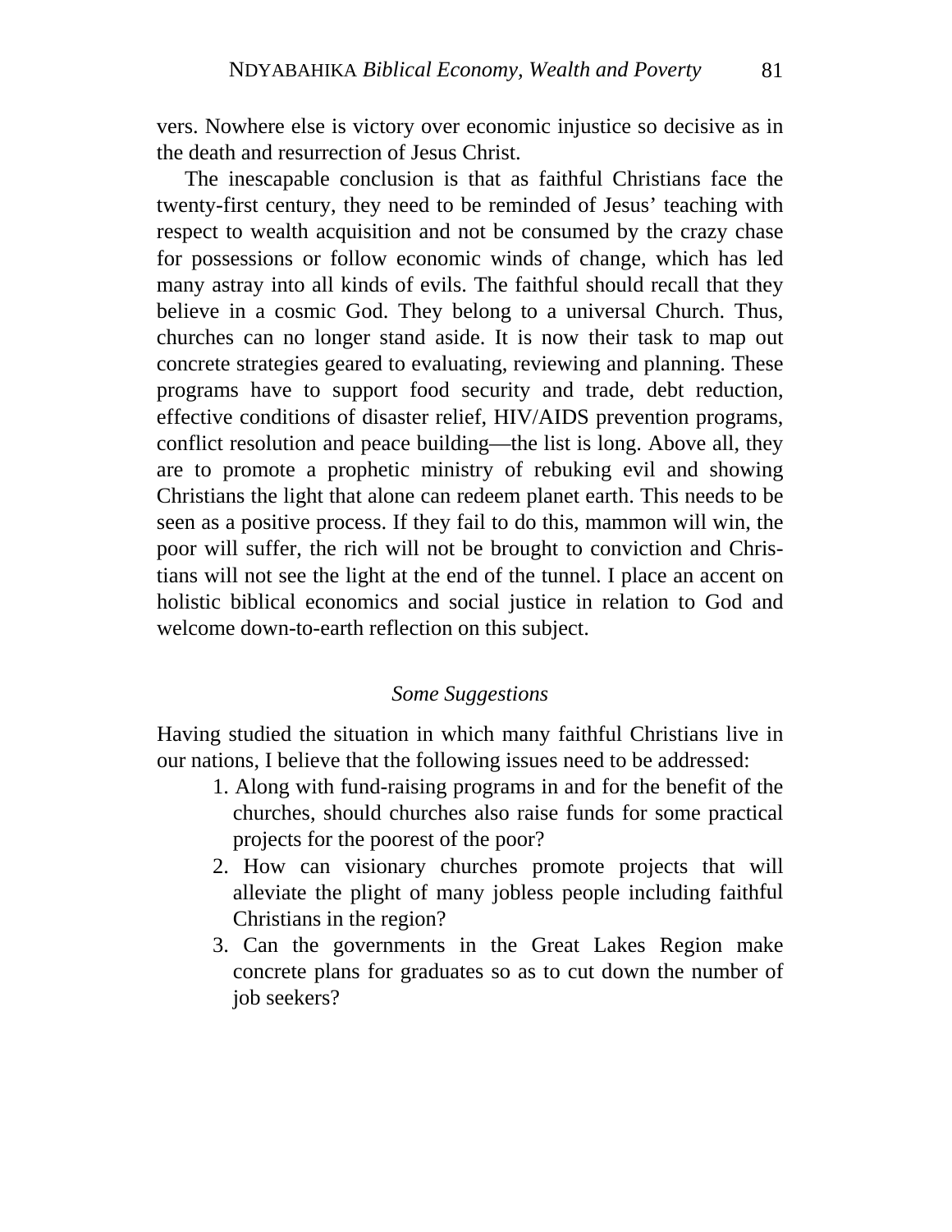vers. Nowhere else is victory over economic injustice so decisive as in the death and resurrection of Jesus Christ.

The inescapable conclusion is that as faithful Christians face the twenty-first century, they need to be reminded of Jesus' teaching with respect to wealth acquisition and not be consumed by the crazy chase for possessions or follow economic winds of change, which has led many astray into all kinds of evils. The faithful should recall that they believe in a cosmic God. They belong to a universal Church. Thus, churches can no longer stand aside. It is now their task to map out concrete strategies geared to evaluating, reviewing and planning. These programs have to support food security and trade, debt reduction, effective conditions of disaster relief, HIV/AIDS prevention programs, conflict resolution and peace building—the list is long. Above all, they are to promote a prophetic ministry of rebuking evil and showing Christians the light that alone can redeem planet earth. This needs to be seen as a positive process. If they fail to do this, mammon will win, the poor will suffer, the rich will not be brought to conviction and Christians will not see the light at the end of the tunnel. I place an accent on holistic biblical economics and social justice in relation to God and welcome down-to-earth reflection on this subject.

### *Some Suggestions*

Having studied the situation in which many faithful Christians live in our nations, I believe that the following issues need to be addressed:

1. Along with fund-raising programs in and for the benefit of the churches, should churches also raise funds for some practical projects for the poorest of the poor?
2. How can visionary churches promote projects that will alleviate the plight of many jobless people including faithful Christians in the region?
3. Can the governments in the Great Lakes Region make concrete plans for graduates so as to cut down the number of job seekers?